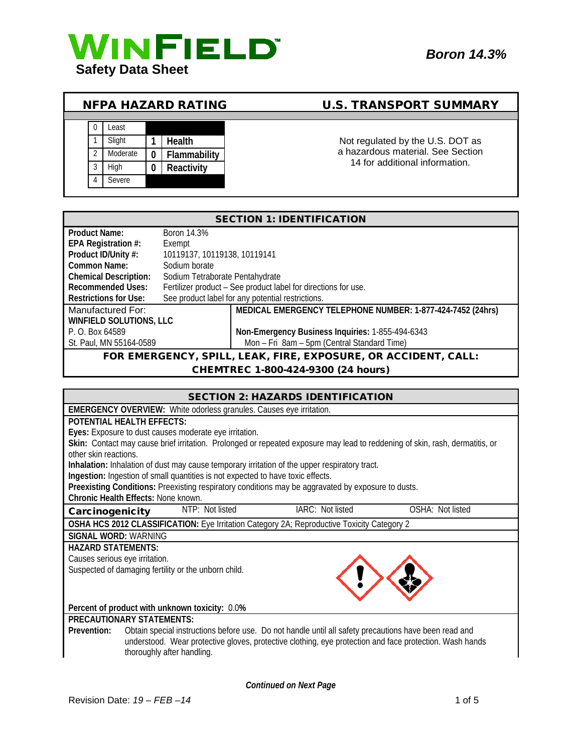# WINFIELD Safety Data Sheet

***Boron 14.3%***

## NFPA HAZARD RATING

| | | | |
|---|---|---|---|
| 0 | Least | | |
| 1 | Slight | 1 | **Health** |
| 2 | Moderate | 0 | **Flammability** |
| 3 | High | 0 | **Reactivity** |
| 4 | Severe | | |

## U.S. TRANSPORT SUMMARY

Not regulated by the U.S. DOT as a hazardous material. See Section 14 for additional information.

## SECTION 1: IDENTIFICATION

| | |
|---|---|
| **Product Name:** | Boron 14.3% |
| **EPA Registration #:** | Exempt |
| **Product ID/Unity #:** | 10119137, 10119138, 10119141 |
| **Common Name:** | Sodium borate |
| **Chemical Description:** | Sodium Tetraborate Pentahydrate |
| **Recommended Uses:** | Fertilizer product – See product label for directions for use. |
| **Restrictions for Use:** | See product label for any potential restrictions. |

| | |
|---|---|
| Manufactured For: | **MEDICAL EMERGENCY TELEPHONE NUMBER: 1-877-424-7452 (24hrs)** |
| **WINFIELD SOLUTIONS, LLC** | |
| P. O. Box 64589 | **Non-Emergency Business Inquiries:** 1-855-494-6343 |
| St. Paul, MN 55164-0589 | Mon – Fri 8am – 5pm (Central Standard Time) |

**FOR EMERGENCY, SPILL, LEAK, FIRE, EXPOSURE, OR ACCIDENT, CALL: CHEMTREC 1-800-424-9300 (24 hours)**

## SECTION 2: HAZARDS IDENTIFICATION

**EMERGENCY OVERVIEW:** White odorless granules. Causes eye irritation.

**POTENTIAL HEALTH EFFECTS:**

**Eyes:** Exposure to dust causes moderate eye irritation.

**Skin:** Contact may cause brief irritation. Prolonged or repeated exposure may lead to reddening of skin, rash, dermatitis, or other skin reactions.

**Inhalation:** Inhalation of dust may cause temporary irritation of the upper respiratory tract.

**Ingestion:** Ingestion of small quantities is not expected to have toxic effects.

**Preexisting Conditions:** Preexisting respiratory conditions may be aggravated by exposure to dusts.

**Chronic Health Effects:** None known.

| **Carcinogenicity** | NTP: Not listed | IARC: Not listed | OSHA: Not listed |
|---|---|---|---|

**OSHA HCS 2012 CLASSIFICATION:** Eye Irritation Category 2A; Reproductive Toxicity Category 2

**SIGNAL WORD:** WARNING

**HAZARD STATEMENTS:**

Causes serious eye irritation.

Suspected of damaging fertility or the unborn child.

**Percent of product with unknown toxicity:** 0.0**%**

**PRECAUTIONARY STATEMENTS:**

**Prevention:** Obtain special instructions before use. Do not handle until all safety precautions have been read and understood. Wear protective gloves, protective clothing, eye protection and face protection. Wash hands thoroughly after handling.

***Continued on Next Page***

Revision Date: *19 – FEB –14*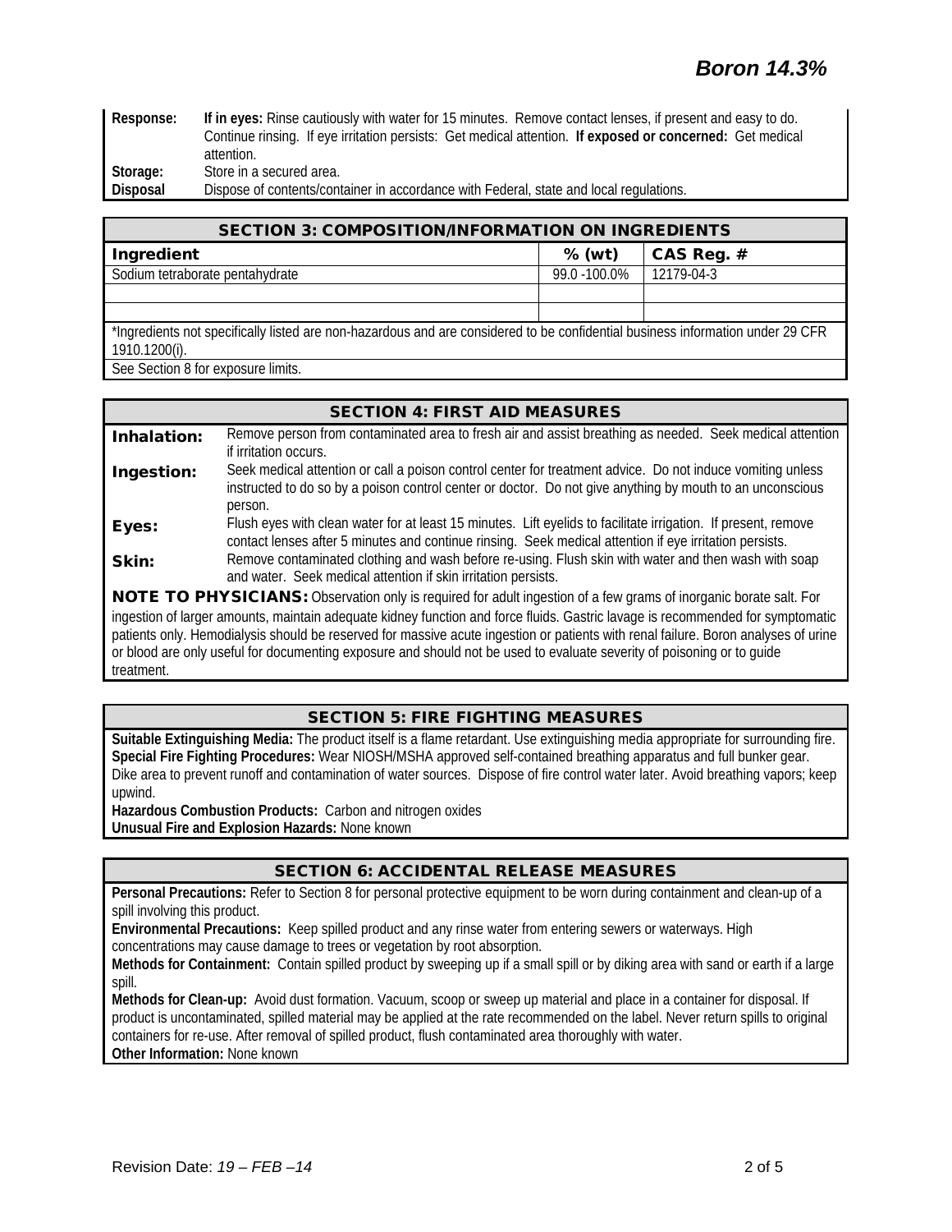| | |
|---|---|
| **Response:** | **If in eyes:** Rinse cautiously with water for 15 minutes. Remove contact lenses, if present and easy to do. Continue rinsing. If eye irritation persists: Get medical attention. **If exposed or concerned:** Get medical attention. |
| **Storage:** | Store in a secured area. |
| **Disposal** | Dispose of contents/container in accordance with Federal, state and local regulations. |

## SECTION 3: COMPOSITION/INFORMATION ON INGREDIENTS

| Ingredient | % (wt) | CAS Reg. # |
|---|---|---|
| Sodium tetraborate pentahydrate | 99.0 -100.0% | 12179-04-3 |
| | | |
| | | |

*Ingredients not specifically listed are non-hazardous and are considered to be confidential business information under 29 CFR 1910.1200(i).

See Section 8 for exposure limits.

## SECTION 4: FIRST AID MEASURES

**Inhalation:** Remove person from contaminated area to fresh air and assist breathing as needed. Seek medical attention if irritation occurs.

**Ingestion:** Seek medical attention or call a poison control center for treatment advice. Do not induce vomiting unless instructed to do so by a poison control center or doctor. Do not give anything by mouth to an unconscious person.

**Eyes:** Flush eyes with clean water for at least 15 minutes. Lift eyelids to facilitate irrigation. If present, remove contact lenses after 5 minutes and continue rinsing. Seek medical attention if eye irritation persists.

**Skin:** Remove contaminated clothing and wash before re-using. Flush skin with water and then wash with soap and water. Seek medical attention if skin irritation persists.

**NOTE TO PHYSICIANS:** Observation only is required for adult ingestion of a few grams of inorganic borate salt. For ingestion of larger amounts, maintain adequate kidney function and force fluids. Gastric lavage is recommended for symptomatic patients only. Hemodialysis should be reserved for massive acute ingestion or patients with renal failure. Boron analyses of urine or blood are only useful for documenting exposure and should not be used to evaluate severity of poisoning or to guide treatment.

## SECTION 5: FIRE FIGHTING MEASURES

**Suitable Extinguishing Media:** The product itself is a flame retardant. Use extinguishing media appropriate for surrounding fire.
**Special Fire Fighting Procedures:** Wear NIOSH/MSHA approved self-contained breathing apparatus and full bunker gear. Dike area to prevent runoff and contamination of water sources. Dispose of fire control water later. Avoid breathing vapors; keep upwind.
**Hazardous Combustion Products:** Carbon and nitrogen oxides
**Unusual Fire and Explosion Hazards:** None known

## SECTION 6: ACCIDENTAL RELEASE MEASURES

**Personal Precautions:** Refer to Section 8 for personal protective equipment to be worn during containment and clean-up of a spill involving this product.
**Environmental Precautions:** Keep spilled product and any rinse water from entering sewers or waterways. High concentrations may cause damage to trees or vegetation by root absorption.
**Methods for Containment:** Contain spilled product by sweeping up if a small spill or by diking area with sand or earth if a large spill.
**Methods for Clean-up:** Avoid dust formation. Vacuum, scoop or sweep up material and place in a container for disposal. If product is uncontaminated, spilled material may be applied at the rate recommended on the label. Never return spills to original containers for re-use. After removal of spilled product, flush contaminated area thoroughly with water.
**Other Information:** None known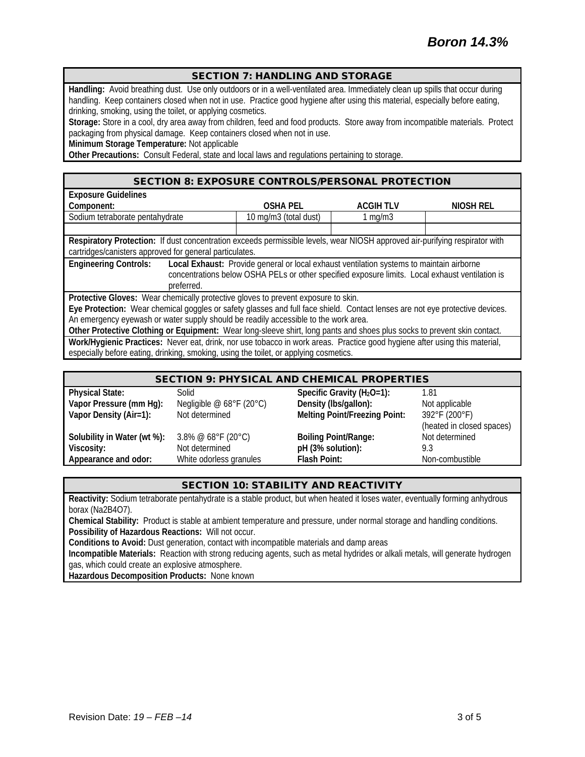## SECTION 7: HANDLING AND STORAGE

**Handling:** Avoid breathing dust. Use only outdoors or in a well-ventilated area. Immediately clean up spills that occur during handling. Keep containers closed when not in use. Practice good hygiene after using this material, especially before eating, drinking, smoking, using the toilet, or applying cosmetics.

**Storage:** Store in a cool, dry area away from children, feed and food products. Store away from incompatible materials. Protect packaging from physical damage. Keep containers closed when not in use.

**Minimum Storage Temperature:** Not applicable

**Other Precautions:** Consult Federal, state and local laws and regulations pertaining to storage.

## SECTION 8: EXPOSURE CONTROLS/PERSONAL PROTECTION

**Exposure Guidelines**

| Component: | OSHA PEL | ACGIH TLV | NIOSH REL |
|---|---|---|---|
| Sodium tetraborate pentahydrate | 10 mg/m3 (total dust) | 1 mg/m3 | |
| | | | |

**Respiratory Protection:** If dust concentration exceeds permissible levels, wear NIOSH approved air-purifying respirator with cartridges/canisters approved for general particulates.

**Engineering Controls:** **Local Exhaust:** Provide general or local exhaust ventilation systems to maintain airborne concentrations below OSHA PELs or other specified exposure limits. Local exhaust ventilation is preferred.

**Protective Gloves:** Wear chemically protective gloves to prevent exposure to skin.

**Eye Protection:** Wear chemical goggles or safety glasses and full face shield. Contact lenses are not eye protective devices. An emergency eyewash or water supply should be readily accessible to the work area.

**Other Protective Clothing or Equipment:** Wear long-sleeve shirt, long pants and shoes plus socks to prevent skin contact.

**Work/Hygienic Practices:** Never eat, drink, nor use tobacco in work areas. Practice good hygiene after using this material, especially before eating, drinking, smoking, using the toilet, or applying cosmetics.

## SECTION 9: PHYSICAL AND CHEMICAL PROPERTIES

| | | | |
|---|---|---|---|
| **Physical State:** | Solid | **Specific Gravity ($H_2O$=1):** | 1.81 |
| **Vapor Pressure (mm Hg):** | Negligible @ 68°F (20°C) | **Density (lbs/gallon):** | Not applicable |
| **Vapor Density (Air=1):** | Not determined | **Melting Point/Freezing Point:** | 392°F (200°F) (heated in closed spaces) |
| **Solubility in Water (wt %):** | 3.8% @ 68°F (20°C) | **Boiling Point/Range:** | Not determined |
| **Viscosity:** | Not determined | **pH (3% solution):** | 9.3 |
| **Appearance and odor:** | White odorless granules | **Flash Point:** | Non-combustible |

## SECTION 10: STABILITY AND REACTIVITY

**Reactivity:** Sodium tetraborate pentahydrate is a stable product, but when heated it loses water, eventually forming anhydrous borax ($Na_2B_4O_7$).

**Chemical Stability:** Product is stable at ambient temperature and pressure, under normal storage and handling conditions.

**Possibility of Hazardous Reactions:** Will not occur.

**Conditions to Avoid:** Dust generation, contact with incompatible materials and damp areas

**Incompatible Materials:** Reaction with strong reducing agents, such as metal hydrides or alkali metals, will generate hydrogen gas, which could create an explosive atmosphere.

**Hazardous Decomposition Products:** None known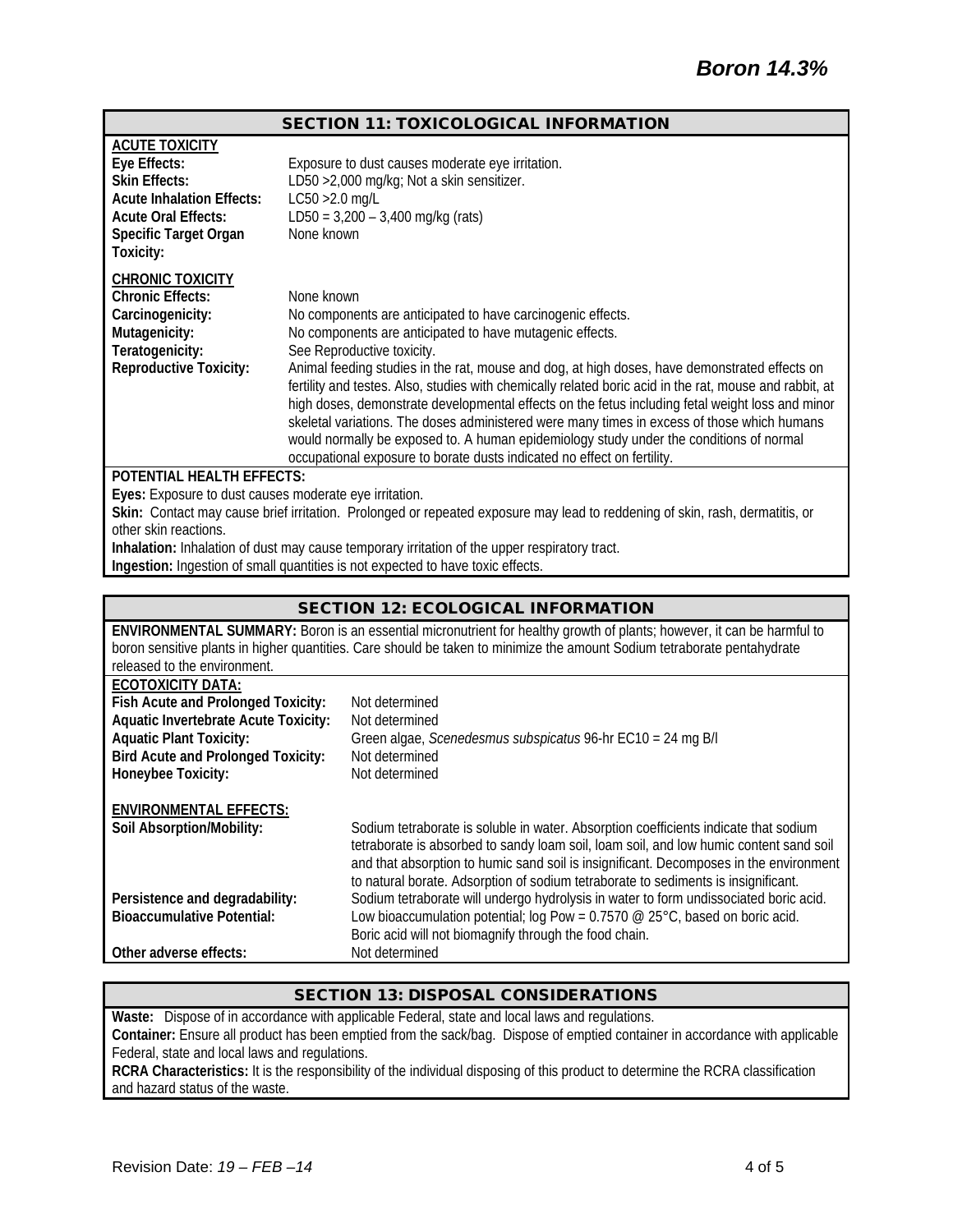## SECTION 11: TOXICOLOGICAL INFORMATION

**ACUTE TOXICITY**

| | |
|---|---|
| **Eye Effects:** | Exposure to dust causes moderate eye irritation. |
| **Skin Effects:** | LD50 >2,000 mg/kg; Not a skin sensitizer. |
| **Acute Inhalation Effects:** | LC50 >2.0 mg/L |
| **Acute Oral Effects:** | LD50 = 3,200 – 3,400 mg/kg (rats) |
| **Specific Target Organ Toxicity:** | None known |

**CHRONIC TOXICITY**

| | |
|---|---|
| **Chronic Effects:** | None known |
| **Carcinogenicity:** | No components are anticipated to have carcinogenic effects. |
| **Mutagenicity:** | No components are anticipated to have mutagenic effects. |
| **Teratogenicity:** | See Reproductive toxicity. |
| **Reproductive Toxicity:** | Animal feeding studies in the rat, mouse and dog, at high doses, have demonstrated effects on fertility and testes. Also, studies with chemically related boric acid in the rat, mouse and rabbit, at high doses, demonstrate developmental effects on the fetus including fetal weight loss and minor skeletal variations. The doses administered were many times in excess of those which humans would normally be exposed to. A human epidemiology study under the conditions of normal occupational exposure to borate dusts indicated no effect on fertility. |

**POTENTIAL HEALTH EFFECTS:**

**Eyes:** Exposure to dust causes moderate eye irritation.

**Skin:** Contact may cause brief irritation. Prolonged or repeated exposure may lead to reddening of skin, rash, dermatitis, or other skin reactions.

**Inhalation:** Inhalation of dust may cause temporary irritation of the upper respiratory tract.

**Ingestion:** Ingestion of small quantities is not expected to have toxic effects.

## SECTION 12: ECOLOGICAL INFORMATION

**ENVIRONMENTAL SUMMARY:** Boron is an essential micronutrient for healthy growth of plants; however, it can be harmful to boron sensitive plants in higher quantities. Care should be taken to minimize the amount Sodium tetraborate pentahydrate released to the environment.

**ECOTOXICITY DATA:**

| | |
|---|---|
| **Fish Acute and Prolonged Toxicity:** | Not determined |
| **Aquatic Invertebrate Acute Toxicity:** | Not determined |
| **Aquatic Plant Toxicity:** | Green algae, *Scenedesmus subspicatus* 96-hr EC10 = 24 mg B/l |
| **Bird Acute and Prolonged Toxicity:** | Not determined |
| **Honeybee Toxicity:** | Not determined |

**ENVIRONMENTAL EFFECTS:**

| | |
|---|---|
| **Soil Absorption/Mobility:** | Sodium tetraborate is soluble in water. Absorption coefficients indicate that sodium tetraborate is absorbed to sandy loam soil, loam soil, and low humic content sand soil and that absorption to humic sand soil is insignificant. Decomposes in the environment to natural borate. Adsorption of sodium tetraborate to sediments is insignificant. |
| **Persistence and degradability:** | Sodium tetraborate will undergo hydrolysis in water to form undissociated boric acid. |
| **Bioaccumulative Potential:** | Low bioaccumulation potential; log Pow = 0.7570 @ 25°C, based on boric acid. Boric acid will not biomagnify through the food chain. |
| **Other adverse effects:** | Not determined |

## SECTION 13: DISPOSAL CONSIDERATIONS

**Waste:** Dispose of in accordance with applicable Federal, state and local laws and regulations.

**Container:** Ensure all product has been emptied from the sack/bag. Dispose of emptied container in accordance with applicable Federal, state and local laws and regulations.

**RCRA Characteristics:** It is the responsibility of the individual disposing of this product to determine the RCRA classification and hazard status of the waste.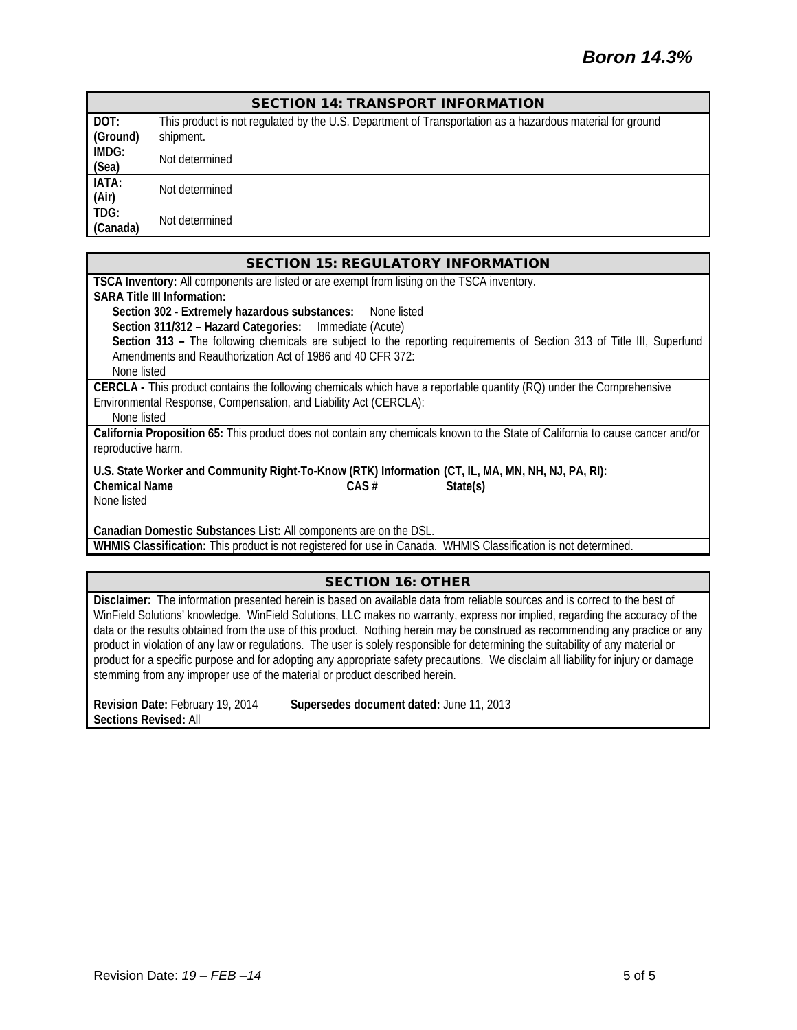## SECTION 14: TRANSPORT INFORMATION

| | |
|---|---|
| **DOT: (Ground)** | This product is not regulated by the U.S. Department of Transportation as a hazardous material for ground shipment. |
| **IMDG: (Sea)** | Not determined |
| **IATA: (Air)** | Not determined |
| **TDG: (Canada)** | Not determined |

## SECTION 15: REGULATORY INFORMATION

**TSCA Inventory:** All components are listed or are exempt from listing on the TSCA inventory.

**SARA Title III Information:**

**Section 302 - Extremely hazardous substances:** None listed

**Section 311/312 – Hazard Categories:** Immediate (Acute)

**Section 313 –** The following chemicals are subject to the reporting requirements of Section 313 of Title III, Superfund Amendments and Reauthorization Act of 1986 and 40 CFR 372:

None listed

**CERCLA -** This product contains the following chemicals which have a reportable quantity (RQ) under the Comprehensive Environmental Response, Compensation, and Liability Act (CERCLA):

None listed

**California Proposition 65:** This product does not contain any chemicals known to the State of California to cause cancer and/or reproductive harm.

**U.S. State Worker and Community Right-To-Know (RTK) Information (CT, IL, MA, MN, NH, NJ, PA, RI):**

| Chemical Name | CAS # | State(s) |
|---|---|---|
| None listed | | |

**Canadian Domestic Substances List:** All components are on the DSL.

**WHMIS Classification:** This product is not registered for use in Canada. WHMIS Classification is not determined.

## SECTION 16: OTHER

**Disclaimer:** The information presented herein is based on available data from reliable sources and is correct to the best of WinField Solutions' knowledge. WinField Solutions, LLC makes no warranty, express nor implied, regarding the accuracy of the data or the results obtained from the use of this product. Nothing herein may be construed as recommending any practice or any product in violation of any law or regulations. The user is solely responsible for determining the suitability of any material or product for a specific purpose and for adopting any appropriate safety precautions. We disclaim all liability for injury or damage stemming from any improper use of the material or product described herein.

**Revision Date:** February 19, 2014 **Supersedes document dated:** June 11, 2013

**Sections Revised:** All